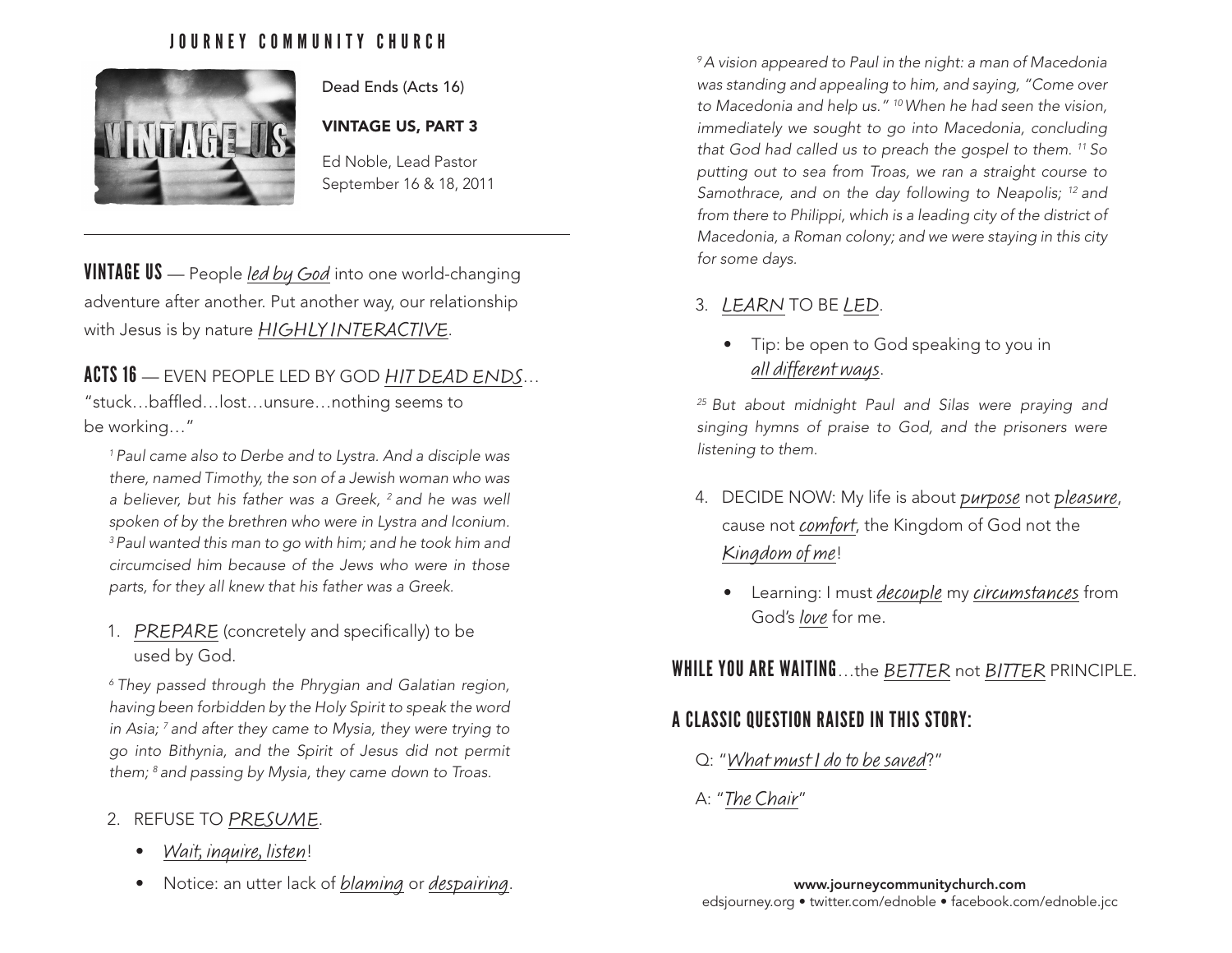# JOURNEY COMMUNITY CHURCH

Dead Ends (Acts 16)

**VINTAGE US, PART 3**

Ed Noble, Lead Pastor
September 16 & 18, 2011

---

**VINTAGE US** — People _led by God_ into one world-changing adventure after another. Put another way, our relationship with Jesus is by nature _HIGHLY INTERACTIVE_.

**ACTS 16** — EVEN PEOPLE LED BY GOD _HIT DEAD ENDS_… "stuck…baffled…lost…unsure…nothing seems to be working…"

> *[1] Paul came also to Derbe and to Lystra. And a disciple was there, named Timothy, the son of a Jewish woman who was a believer, but his father was a Greek, [2] and he was well spoken of by the brethren who were in Lystra and Iconium. [3] Paul wanted this man to go with him; and he took him and circumcised him because of the Jews who were in those parts, for they all knew that his father was a Greek.*

1. _PREPARE_ (concretely and specifically) to be used by God.

> *[6] They passed through the Phrygian and Galatian region, having been forbidden by the Holy Spirit to speak the word in Asia; [7] and after they came to Mysia, they were trying to go into Bithynia, and the Spirit of Jesus did not permit them; [8] and passing by Mysia, they came down to Troas.*

2. REFUSE TO _PRESUME_.
   - _Wait, inquire, listen_!
   - Notice: an utter lack of _blaming_ or _despairing_.

> *[9] A vision appeared to Paul in the night: a man of Macedonia was standing and appealing to him, and saying, "Come over to Macedonia and help us." [10] When he had seen the vision, immediately we sought to go into Macedonia, concluding that God had called us to preach the gospel to them. [11] So putting out to sea from Troas, we ran a straight course to Samothrace, and on the day following to Neapolis; [12] and from there to Philippi, which is a leading city of the district of Macedonia, a Roman colony; and we were staying in this city for some days.*

3. _LEARN_ TO BE _LED_.
   - Tip: be open to God speaking to you in _all different ways_.

> *[25] But about midnight Paul and Silas were praying and singing hymns of praise to God, and the prisoners were listening to them.*

4. DECIDE NOW: My life is about _purpose_ not _pleasure_, cause not _comfort_, the Kingdom of God not the _Kingdom of me_!
   - Learning: I must _decouple_ my _circumstances_ from God's _love_ for me.

**WHILE YOU ARE WAITING**…the _BETTER_ not _BITTER_ PRINCIPLE.

## A CLASSIC QUESTION RAISED IN THIS STORY:

Q: "_What must I do to be saved_?"

A: "_The Chair_"

**www.journeycommunitychurch.com**
edsjourney.org • twitter.com/ednoble • facebook.com/ednoble.jcc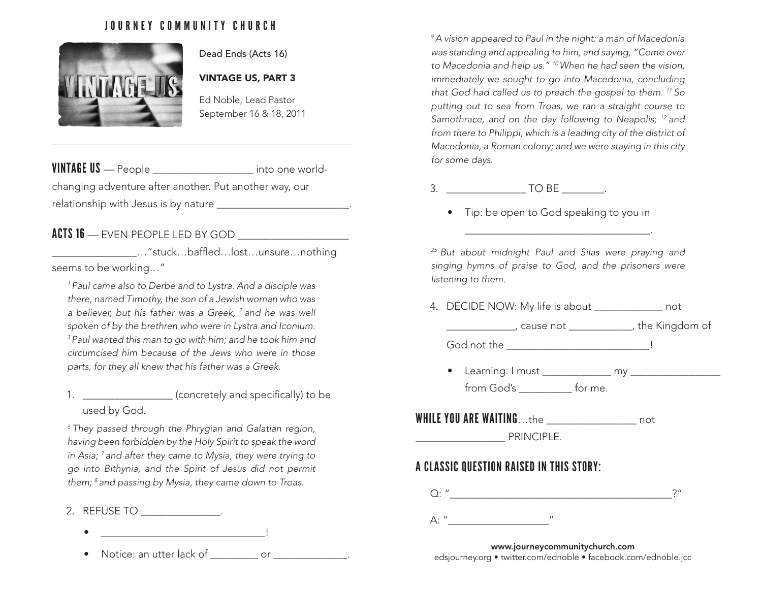# JOURNEY COMMUNITY CHURCH

Dead Ends (Acts 16)

**VINTAGE US, PART 3**

Ed Noble, Lead Pastor
September 16 & 18, 2011

---

**VINTAGE US** — People __________________ into one world-changing adventure after another. Put another way, our relationship with Jesus is by nature ________________________.

**ACTS 16** — EVEN PEOPLE LED BY GOD ____________________ _______________…"stuck…baffled…lost…unsure…nothing seems to be working…"

> *[1] Paul came also to Derbe and to Lystra. And a disciple was there, named Timothy, the son of a Jewish woman who was a believer, but his father was a Greek, [2] and he was well spoken of by the brethren who were in Lystra and Iconium. [3] Paul wanted this man to go with him; and he took him and circumcised him because of the Jews who were in those parts, for they all knew that his father was a Greek.*

1. ________________ (concretely and specifically) to be used by God.

> *[6] They passed through the Phrygian and Galatian region, having been forbidden by the Holy Spirit to speak the word in Asia; [7] and after they came to Mysia, they were trying to go into Bithynia, and the Spirit of Jesus did not permit them; [8] and passing by Mysia, they came down to Troas.*

2. REFUSE TO ______________.
   - ______________________________!
   - Notice: an utter lack of _________ or ______________.

> *[9] A vision appeared to Paul in the night: a man of Macedonia was standing and appealing to him, and saying, "Come over to Macedonia and help us." [10] When he had seen the vision, immediately we sought to go into Macedonia, concluding that God had called us to preach the gospel to them. [11] So putting out to sea from Troas, we ran a straight course to Samothrace, and on the day following to Neapolis; [12] and from there to Philippi, which is a leading city of the district of Macedonia, a Roman colony; and we were staying in this city for some days.*

3. _______________ TO BE ________.
   - Tip: be open to God speaking to you in __________________________________.

> *[25] But about midnight Paul and Silas were praying and singing hymns of praise to God, and the prisoners were listening to them.*

4. DECIDE NOW: My life is about _____________ not _____________, cause not ____________, the Kingdom of God not the __________________________!
   - Learning: I must _____________ my ________________ from God's __________ for me.

**WHILE YOU ARE WAITING**…the ________________ not ________________ PRINCIPLE.

## A CLASSIC QUESTION RAISED IN THIS STORY:

Q: "_________________________________________?"

A: "__________________"

www.journeycommunitychurch.com
edsjourney.org • twitter.com/ednoble • facebook.com/ednoble.jcc